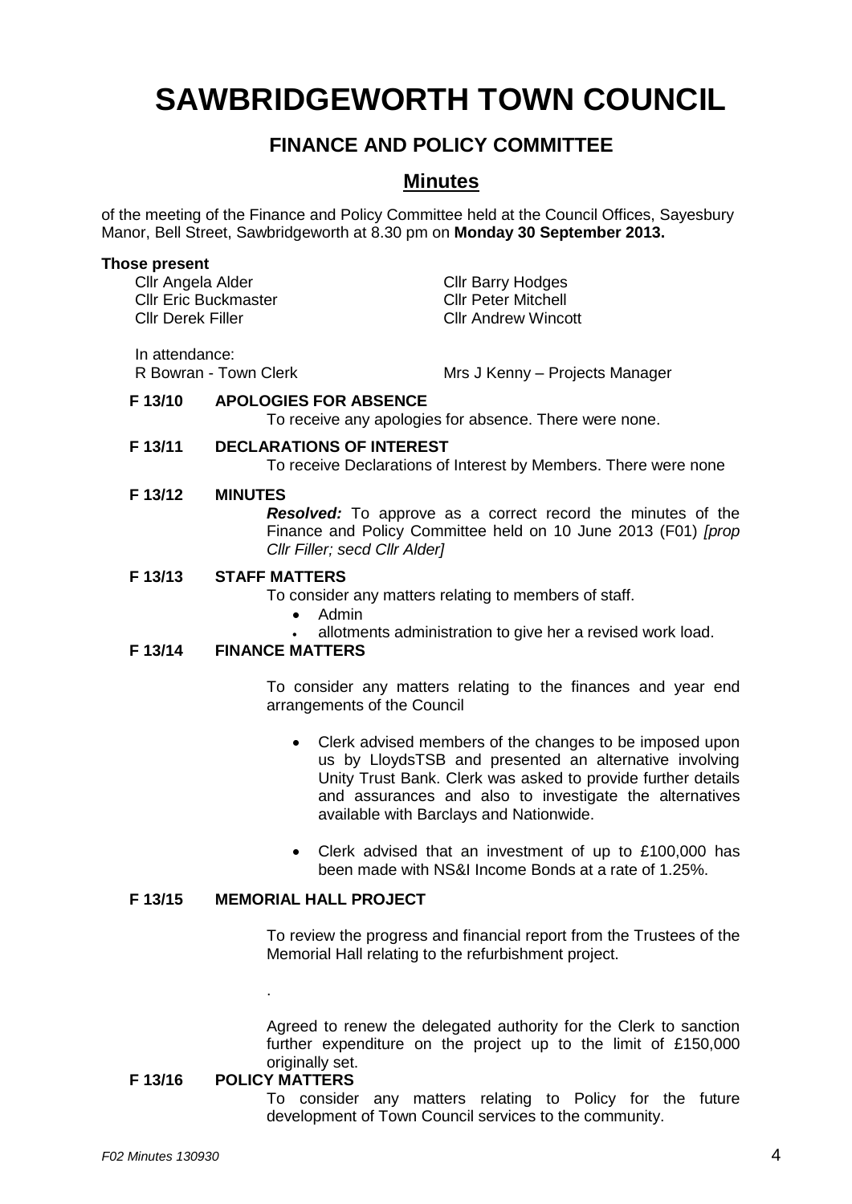# SAWBRIDGEWORTH TOWN COUNCIL

## FINANCE AND POLICY COMMITTEE

## Minutes

of the meeting of the Finance and Policy Committee held at the Council Offices, Sayesbury Manor, Bell Street, Sawbridgeworth at 8.30 pm on **Monday 30 September 2013.**

**Those present**

| | |
|---|---|
| Cllr Angela Alder | Cllr Barry Hodges |
| Cllr Eric Buckmaster | Cllr Peter Mitchell |
| Cllr Derek Filler | Cllr Andrew Wincott |

In attendance:

| | |
|---|---|
| R Bowran - Town Clerk | Mrs J Kenny – Projects Manager |

**F 13/10 APOLOGIES FOR ABSENCE**

To receive any apologies for absence. There were none.

**F 13/11 DECLARATIONS OF INTEREST**

To receive Declarations of Interest by Members. There were none

**F 13/12 MINUTES**

***Resolved:*** To approve as a correct record the minutes of the Finance and Policy Committee held on 10 June 2013 (F01) *[prop Cllr Filler; secd Cllr Alder]*

**F 13/13 STAFF MATTERS**

To consider any matters relating to members of staff.

- Admin
- allotments administration to give her a revised work load.

**F 13/14 FINANCE MATTERS**

To consider any matters relating to the finances and year end arrangements of the Council

- Clerk advised members of the changes to be imposed upon us by LloydsTSB and presented an alternative involving Unity Trust Bank. Clerk was asked to provide further details and assurances and also to investigate the alternatives available with Barclays and Nationwide.
- Clerk advised that an investment of up to £100,000 has been made with NS&I Income Bonds at a rate of 1.25%.

**F 13/15 MEMORIAL HALL PROJECT**

To review the progress and financial report from the Trustees of the Memorial Hall relating to the refurbishment project.

.

Agreed to renew the delegated authority for the Clerk to sanction further expenditure on the project up to the limit of £150,000 originally set.

**F 13/16 POLICY MATTERS**

To consider any matters relating to Policy for the future development of Town Council services to the community.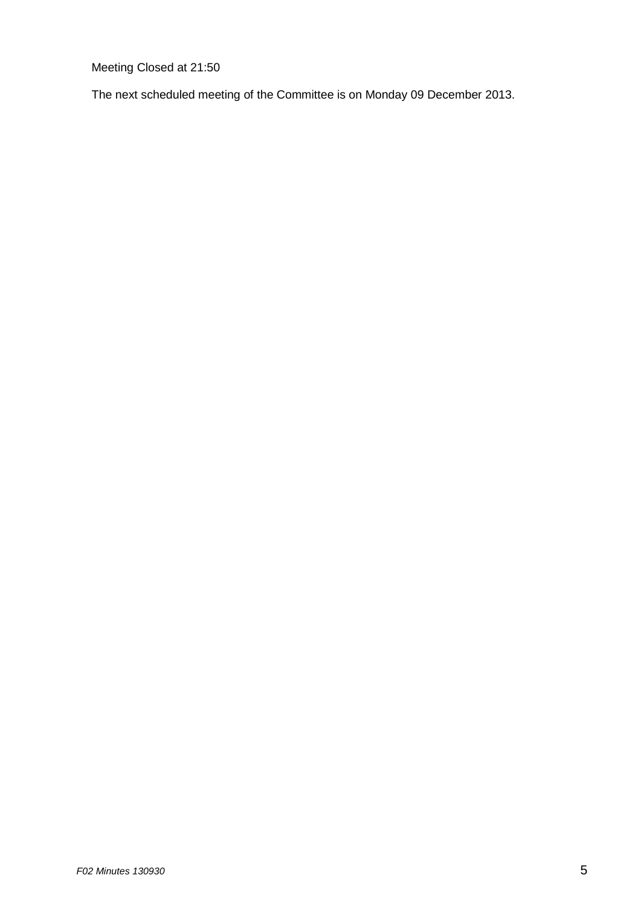Meeting Closed at 21:50

The next scheduled meeting of the Committee is on Monday 09 December 2013.